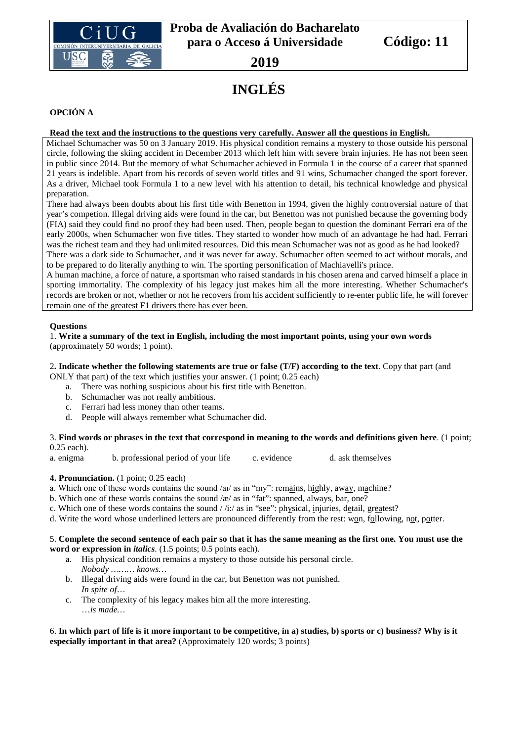# Proba de Avaliación do Bacharelato para o Acceso á Universidade

**Código: 11**

**2019**

# INGLÉS

**OPCIÓN A**

**Read the text and the instructions to the questions very carefully. Answer all the questions in English.**

Michael Schumacher was 50 on 3 January 2019. His physical condition remains a mystery to those outside his personal circle, following the skiing accident in December 2013 which left him with severe brain injuries. He has not been seen in public since 2014. But the memory of what Schumacher achieved in Formula 1 in the course of a career that spanned 21 years is indelible. Apart from his records of seven world titles and 91 wins, Schumacher changed the sport forever. As a driver, Michael took Formula 1 to a new level with his attention to detail, his technical knowledge and physical preparation.

There had always been doubts about his first title with Benetton in 1994, given the highly controversial nature of that year's competion. Illegal driving aids were found in the car, but Benetton was not punished because the governing body (FIA) said they could find no proof they had been used. Then, people began to question the dominant Ferrari era of the early 2000s, when Schumacher won five titles. They started to wonder how much of an advantage he had had. Ferrari was the richest team and they had unlimited resources. Did this mean Schumacher was not as good as he had looked?

There was a dark side to Schumacher, and it was never far away. Schumacher often seemed to act without morals, and to be prepared to do literally anything to win. The sporting personification of Machiavelli's prince.

A human machine, a force of nature, a sportsman who raised standards in his chosen arena and carved himself a place in sporting immortality. The complexity of his legacy just makes him all the more interesting. Whether Schumacher's records are broken or not, whether or not he recovers from his accident sufficiently to re-enter public life, he will forever remain one of the greatest F1 drivers there has ever been.

**Questions**

1. **Write a summary of the text in English, including the most important points, using your own words** (approximately 50 words; 1 point).

2. **Indicate whether the following statements are true or false (T/F) according to the text**. Copy that part (and ONLY that part) of the text which justifies your answer. (1 point; 0.25 each)
   a. There was nothing suspicious about his first title with Benetton.
   b. Schumacher was not really ambitious.
   c. Ferrari had less money than other teams.
   d. People will always remember what Schumacher did.

3. **Find words or phrases in the text that correspond in meaning to the words and definitions given here**. (1 point; 0.25 each).
   a. enigma  b. professional period of your life  c. evidence  d. ask themselves

4. **Pronunciation.** (1 point; 0.25 each)
   a. Which one of these words contains the sound /aɪ/ as in "my": rem<u>ai</u>ns, h<u>i</u>ghly, aw<u>ay</u>, m<u>a</u>chine?
   b. Which one of these words contains the sound /æ/ as in "fat": spanned, always, bar, one?
   c. Which one of these words contains the sound / /i:/ as in "see": ph<u>y</u>sical, <u>i</u>njuries, d<u>e</u>tail, gr<u>ea</u>test?
   d. Write the word whose underlined letters are pronounced differently from the rest: w<u>o</u>n, f<u>o</u>llowing, n<u>o</u>t, p<u>o</u>tter.

5. **Complete the second sentence of each pair so that it has the same meaning as the first one. You must use the word or expression in *italics*.** (1.5 points; 0.5 points each).
   a. His physical condition remains a mystery to those outside his personal circle.
      *Nobody ……… knows…*
   b. Illegal driving aids were found in the car, but Benetton was not punished.
      *In spite of…*
   c. The complexity of his legacy makes him all the more interesting.
      *…is made…*

6. **In which part of life is it more important to be competitive, in a) studies, b) sports or c) business? Why is it especially important in that area?** (Approximately 120 words; 3 points)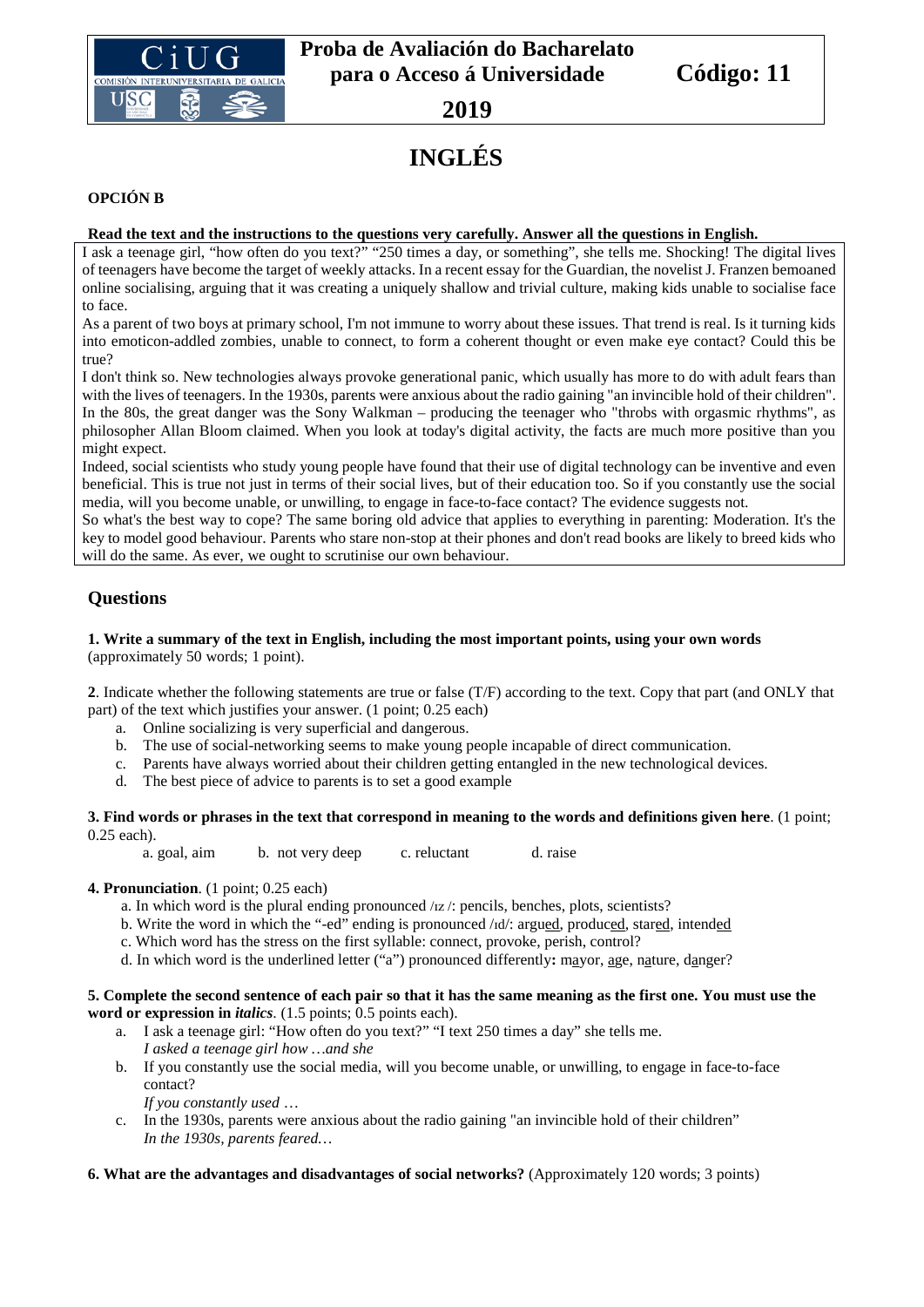**Proba de Avaliación do Bacharelato para o Acceso á Universidade** **Código: 11**

**2019**

# INGLÉS

**OPCIÓN B**

**Read the text and the instructions to the questions very carefully. Answer all the questions in English.**

I ask a teenage girl, "how often do you text?" "250 times a day, or something", she tells me. Shocking! The digital lives of teenagers have become the target of weekly attacks. In a recent essay for the Guardian, the novelist J. Franzen bemoaned online socialising, arguing that it was creating a uniquely shallow and trivial culture, making kids unable to socialise face to face.

As a parent of two boys at primary school, I'm not immune to worry about these issues. That trend is real. Is it turning kids into emoticon-addled zombies, unable to connect, to form a coherent thought or even make eye contact? Could this be true?

I don't think so. New technologies always provoke generational panic, which usually has more to do with adult fears than with the lives of teenagers. In the 1930s, parents were anxious about the radio gaining "an invincible hold of their children". In the 80s, the great danger was the Sony Walkman – producing the teenager who "throbs with orgasmic rhythms", as philosopher Allan Bloom claimed. When you look at today's digital activity, the facts are much more positive than you might expect.

Indeed, social scientists who study young people have found that their use of digital technology can be inventive and even beneficial. This is true not just in terms of their social lives, but of their education too. So if you constantly use the social media, will you become unable, or unwilling, to engage in face-to-face contact? The evidence suggests not.

So what's the best way to cope? The same boring old advice that applies to everything in parenting: Moderation. It's the key to model good behaviour. Parents who stare non-stop at their phones and don't read books are likely to breed kids who will do the same. As ever, we ought to scrutinise our own behaviour.

## Questions

**1. Write a summary of the text in English, including the most important points, using your own words** (approximately 50 words; 1 point).

**2**. Indicate whether the following statements are true or false (T/F) according to the text. Copy that part (and ONLY that part) of the text which justifies your answer. (1 point; 0.25 each)

a. Online socializing is very superficial and dangerous.
b. The use of social-networking seems to make young people incapable of direct communication.
c. Parents have always worried about their children getting entangled in the new technological devices.
d. The best piece of advice to parents is to set a good example

**3. Find words or phrases in the text that correspond in meaning to the words and definitions given here**. (1 point; 0.25 each).

a. goal, aim b. not very deep c. reluctant d. raise

**4. Pronunciation**. (1 point; 0.25 each)

a. In which word is the plural ending pronounced /ɪz/: pencils, benches, plots, scientists?
b. Write the word in which the "-ed" ending is pronounced /ɪd/: argued, produced, stared, intended
c. Which word has the stress on the first syllable: connect, provoke, perish, control?
d. In which word is the underlined letter ("a") pronounced differently**:** mayor, age, nature, danger?

**5. Complete the second sentence of each pair so that it has the same meaning as the first one. You must use the word or expression in *italics***. (1.5 points; 0.5 points each).

a. I ask a teenage girl: "How often do you text?" "I text 250 times a day" she tells me.
*I asked a teenage girl how …and she*
b. If you constantly use the social media, will you become unable, or unwilling, to engage in face-to-face contact?
*If you constantly used* …
c. In the 1930s, parents were anxious about the radio gaining "an invincible hold of their children"
*In the 1930s, parents feared…*

**6. What are the advantages and disadvantages of social networks?** (Approximately 120 words; 3 points)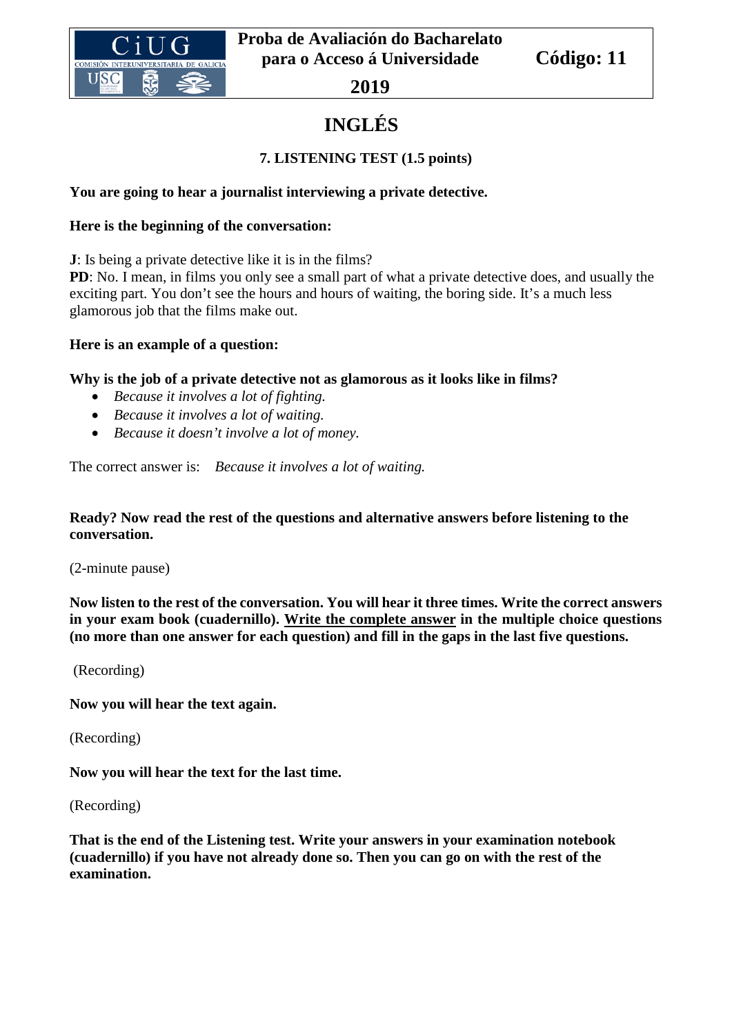**Proba de Avaliación do Bacharelato para o Acceso á Universidade** **Código: 11**

**2019**

# INGLÉS

## 7. LISTENING TEST (1.5 points)

**You are going to hear a journalist interviewing a private detective.**

**Here is the beginning of the conversation:**

**J**: Is being a private detective like it is in the films?
**PD**: No. I mean, in films you only see a small part of what a private detective does, and usually the exciting part. You don't see the hours and hours of waiting, the boring side. It's a much less glamorous job that the films make out.

**Here is an example of a question:**

**Why is the job of a private detective not as glamorous as it looks like in films?**

- *Because it involves a lot of fighting.*
- *Because it involves a lot of waiting.*
- *Because it doesn't involve a lot of money.*

The correct answer is: *Because it involves a lot of waiting.*

**Ready? Now read the rest of the questions and alternative answers before listening to the conversation.**

(2-minute pause)

**Now listen to the rest of the conversation. You will hear it three times. Write the correct answers in your exam book (cuadernillo). Write the complete answer in the multiple choice questions (no more than one answer for each question) and fill in the gaps in the last five questions.**

(Recording)

**Now you will hear the text again.**

(Recording)

**Now you will hear the text for the last time.**

(Recording)

**That is the end of the Listening test. Write your answers in your examination notebook (cuadernillo) if you have not already done so. Then you can go on with the rest of the examination.**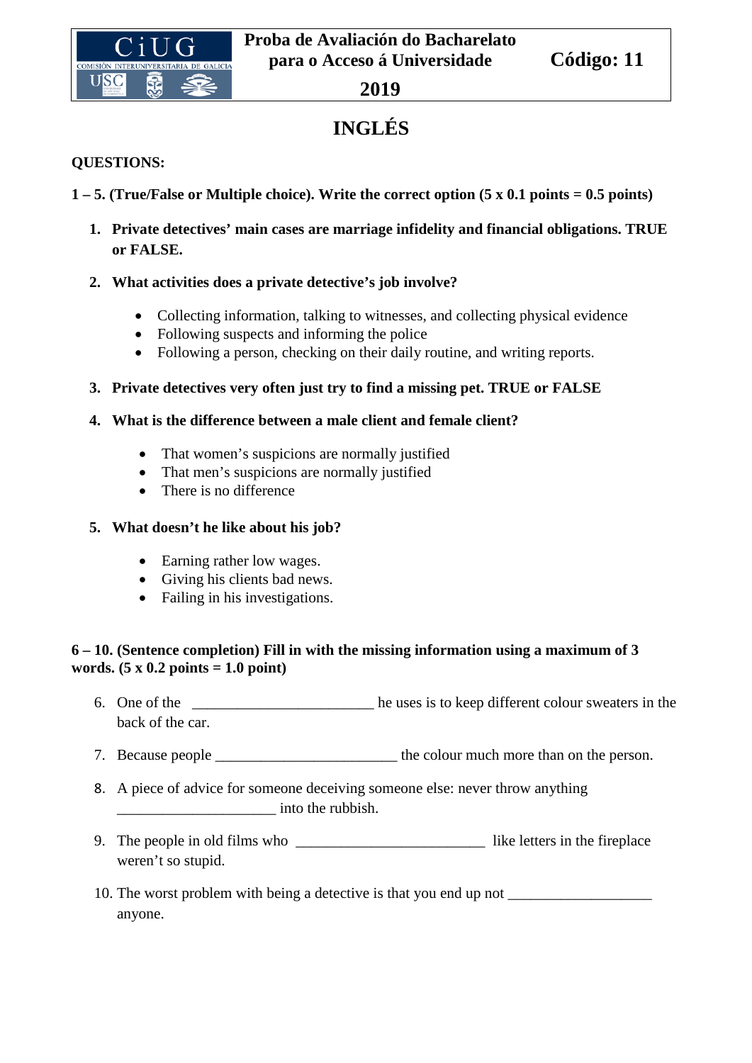CiUG
COMISIÓN INTERUNIVERSITARIA DE GALICIA

**Proba de Avaliación do Bacharelato para o Acceso á Universidade**

**2019**

**Código: 11**

# INGLÉS

**QUESTIONS:**

**1 – 5. (True/False or Multiple choice). Write the correct option (5 x 0.1 points = 0.5 points)**

1. **Private detectives' main cases are marriage infidelity and financial obligations. TRUE or FALSE.**

2. **What activities does a private detective's job involve?**
   - Collecting information, talking to witnesses, and collecting physical evidence
   - Following suspects and informing the police
   - Following a person, checking on their daily routine, and writing reports.

3. **Private detectives very often just try to find a missing pet. TRUE or FALSE**

4. **What is the difference between a male client and female client?**
   - That women's suspicions are normally justified
   - That men's suspicions are normally justified
   - There is no difference

5. **What doesn't he like about his job?**
   - Earning rather low wages.
   - Giving his clients bad news.
   - Failing in his investigations.

**6 – 10. (Sentence completion) Fill in with the missing information using a maximum of 3 words. (5 x 0.2 points = 1.0 point)**

6. One of the ________________________ he uses is to keep different colour sweaters in the back of the car.
7. Because people ________________________ the colour much more than on the person.
8. A piece of advice for someone deceiving someone else: never throw anything ______________________ into the rubbish.
9. The people in old films who _________________________ like letters in the fireplace weren't so stupid.
10. The worst problem with being a detective is that you end up not ___________________ anyone.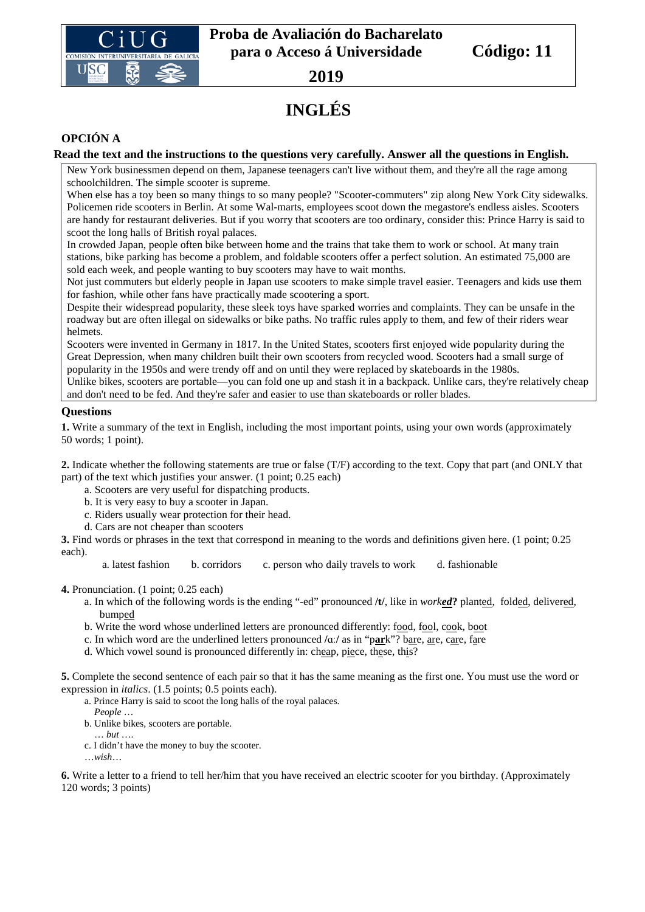# Proba de Avaliación do Bacharelato para o Acceso á Universidade

**Código: 11**

**2019**

# INGLÉS

## OPCIÓN A

**Read the text and the instructions to the questions very carefully. Answer all the questions in English.**

New York businessmen depend on them, Japanese teenagers can't live without them, and they're all the rage among schoolchildren. The simple scooter is supreme.

When else has a toy been so many things to so many people? "Scooter-commuters" zip along New York City sidewalks. Policemen ride scooters in Berlin. At some Wal-marts, employees scoot down the megastore's endless aisles. Scooters are handy for restaurant deliveries. But if you worry that scooters are too ordinary, consider this: Prince Harry is said to scoot the long halls of British royal palaces.

In crowded Japan, people often bike between home and the trains that take them to work or school. At many train stations, bike parking has become a problem, and foldable scooters offer a perfect solution. An estimated 75,000 are sold each week, and people wanting to buy scooters may have to wait months.

Not just commuters but elderly people in Japan use scooters to make simple travel easier. Teenagers and kids use them for fashion, while other fans have practically made scootering a sport.

Despite their widespread popularity, these sleek toys have sparked worries and complaints. They can be unsafe in the roadway but are often illegal on sidewalks or bike paths. No traffic rules apply to them, and few of their riders wear helmets.

Scooters were invented in Germany in 1817. In the United States, scooters first enjoyed wide popularity during the Great Depression, when many children built their own scooters from recycled wood. Scooters had a small surge of popularity in the 1950s and were trendy off and on until they were replaced by skateboards in the 1980s.

Unlike bikes, scooters are portable—you can fold one up and stash it in a backpack. Unlike cars, they're relatively cheap and don't need to be fed. And they're safer and easier to use than skateboards or roller blades.

### Questions

**1.** Write a summary of the text in English, including the most important points, using your own words (approximately 50 words; 1 point).

**2.** Indicate whether the following statements are true or false (T/F) according to the text. Copy that part (and ONLY that part) of the text which justifies your answer. (1 point; 0.25 each)

- a. Scooters are very useful for dispatching products.
- b. It is very easy to buy a scooter in Japan.
- c. Riders usually wear protection for their head.
- d. Cars are not cheaper than scooters

**3.** Find words or phrases in the text that correspond in meaning to the words and definitions given here. (1 point; 0.25 each).

a. latest fashion b. corridors c. person who daily travels to work d. fashionable

**4.** Pronunciation. (1 point; 0.25 each)

- a. In which of the following words is the ending "-ed" pronounced **/t/**, like in *work**ed***? plant<u>ed</u>, fold<u>ed</u>, deliver<u>ed</u>, bump<u>ed</u>
- b. Write the word whose underlined letters are pronounced differently: f<u>oo</u>d, f<u>oo</u>l, c<u>oo</u>k, b<u>oo</u>t
- c. In which word are the underlined letters pronounced /ɑː/ as in "p**ar**k"? b<u>ar</u>e, <u>ar</u>e, c<u>ar</u>e, f<u>ar</u>e
- d. Which vowel sound is pronounced differently in: ch<u>ea</u>p, p<u>ie</u>ce, th<u>e</u>se, th<u>i</u>s?

**5.** Complete the second sentence of each pair so that it has the same meaning as the first one. You must use the word or expression in *italics*. (1.5 points; 0.5 points each).

- a. Prince Harry is said to scoot the long halls of the royal palaces.
  *People* …
- b. Unlike bikes, scooters are portable.
  … *but* ….
- c. I didn't have the money to buy the scooter.
  …*wish*…

**6.** Write a letter to a friend to tell her/him that you have received an electric scooter for you birthday. (Approximately 120 words; 3 points)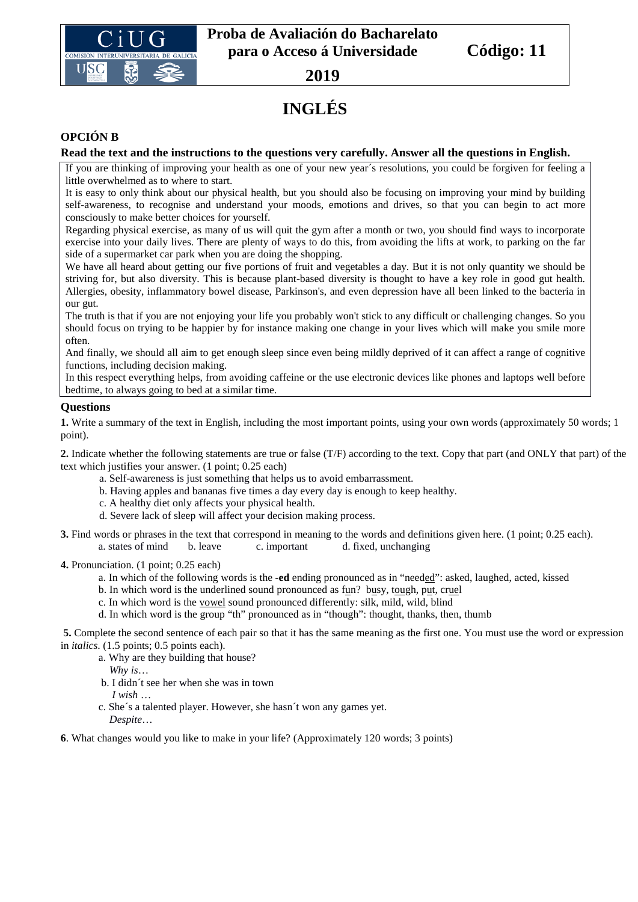# Proba de Avaliación do Bacharelato para o Acceso á Universidade

**Código: 11**

**2019**

# INGLÉS

## OPCIÓN B

**Read the text and the instructions to the questions very carefully. Answer all the questions in English.**

If you are thinking of improving your health as one of your new year´s resolutions, you could be forgiven for feeling a little overwhelmed as to where to start.

It is easy to only think about our physical health, but you should also be focusing on improving your mind by building self-awareness, to recognise and understand your moods, emotions and drives, so that you can begin to act more consciously to make better choices for yourself.

Regarding physical exercise, as many of us will quit the gym after a month or two, you should find ways to incorporate exercise into your daily lives. There are plenty of ways to do this, from avoiding the lifts at work, to parking on the far side of a supermarket car park when you are doing the shopping.

We have all heard about getting our five portions of fruit and vegetables a day. But it is not only quantity we should be striving for, but also diversity. This is because plant-based diversity is thought to have a key role in good gut health. Allergies, obesity, inflammatory bowel disease, Parkinson's, and even depression have all been linked to the bacteria in our gut.

The truth is that if you are not enjoying your life you probably won't stick to any difficult or challenging changes. So you should focus on trying to be happier by for instance making one change in your lives which will make you smile more often.

And finally, we should all aim to get enough sleep since even being mildly deprived of it can affect a range of cognitive functions, including decision making.

In this respect everything helps, from avoiding caffeine or the use electronic devices like phones and laptops well before bedtime, to always going to bed at a similar time.

### Questions

**1.** Write a summary of the text in English, including the most important points, using your own words (approximately 50 words; 1 point).

**2.** Indicate whether the following statements are true or false (T/F) according to the text. Copy that part (and ONLY that part) of the text which justifies your answer. (1 point; 0.25 each)

a. Self-awareness is just something that helps us to avoid embarrassment.
b. Having apples and bananas five times a day every day is enough to keep healthy.
c. A healthy diet only affects your physical health.
d. Severe lack of sleep will affect your decision making process.

**3.** Find words or phrases in the text that correspond in meaning to the words and definitions given here. (1 point; 0.25 each).

a. states of mind    b. leave    c. important    d. fixed, unchanging

**4.** Pronunciation. (1 point; 0.25 each)

a. In which of the following words is the **-ed** ending pronounced as in "need<u>ed</u>": asked, laughed, acted, kissed
b. In which word is the underlined sound pronounced as f<u>u</u>n? b<u>u</u>sy, t<u>ough</u>, p<u>u</u>t, cr<u>ue</u>l
c. In which word is the <u>vowel</u> sound pronounced differently: silk, mild, wild, blind
d. In which word is the group "th" pronounced as in "though": thought, thanks, then, thumb

**5.** Complete the second sentence of each pair so that it has the same meaning as the first one. You must use the word or expression in *italics*. (1.5 points; 0.5 points each).

a. Why are they building that house?
*Why is…*
b. I didn´t see her when she was in town
*I wish …*
c. She´s a talented player. However, she hasn´t won any games yet.
*Despite…*

**6**. What changes would you like to make in your life? (Approximately 120 words; 3 points)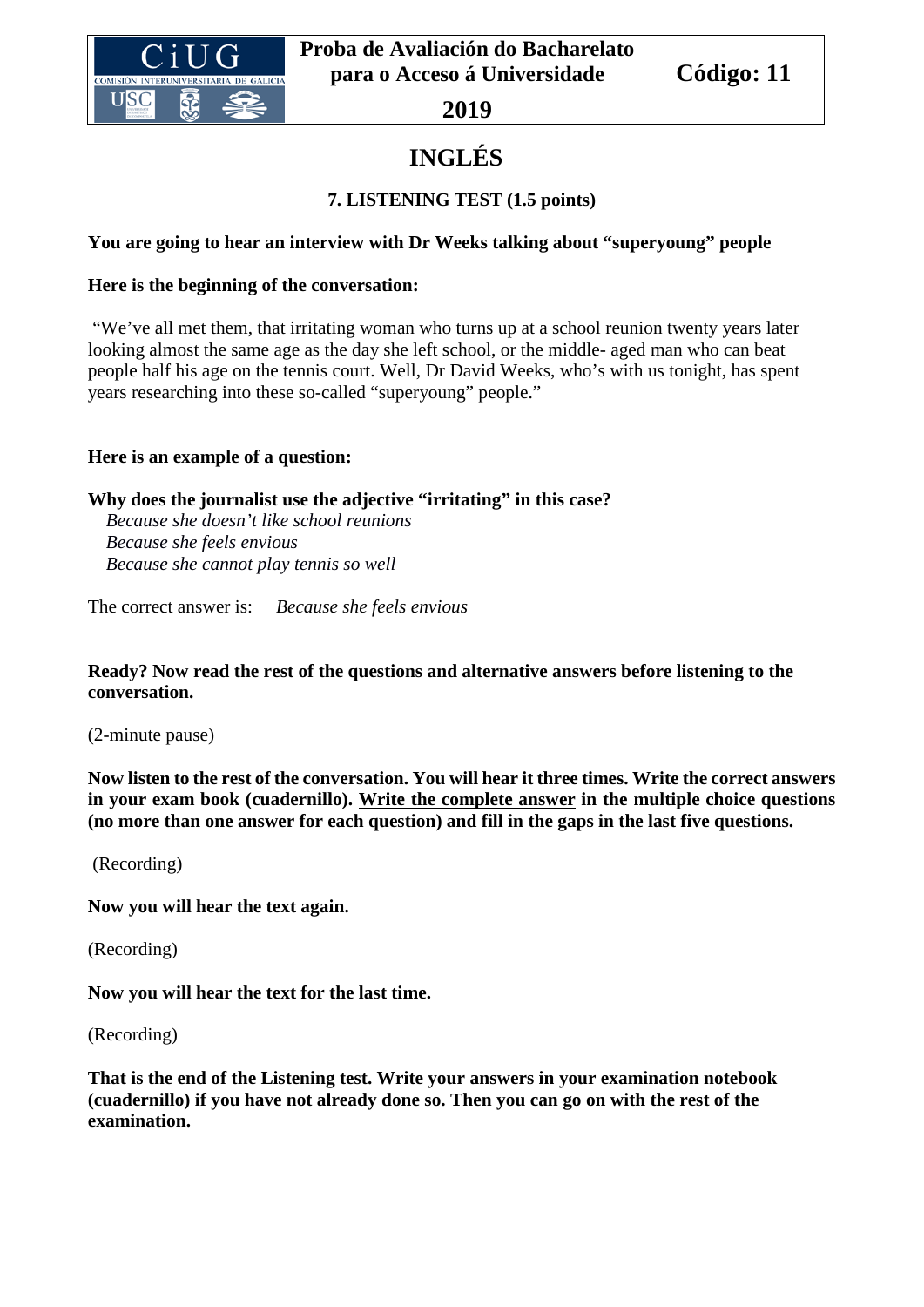**Proba de Avaliación do Bacharelato para o Acceso á Universidade**

**2019**

**Código: 11**

# INGLÉS

## 7. LISTENING TEST (1.5 points)

**You are going to hear an interview with Dr Weeks talking about "superyoung" people**

**Here is the beginning of the conversation:**

"We've all met them, that irritating woman who turns up at a school reunion twenty years later looking almost the same age as the day she left school, or the middle- aged man who can beat people half his age on the tennis court. Well, Dr David Weeks, who's with us tonight, has spent years researching into these so-called "superyoung" people."

**Here is an example of a question:**

**Why does the journalist use the adjective "irritating" in this case?**

*Because she doesn't like school reunions*
*Because she feels envious*
*Because she cannot play tennis so well*

The correct answer is: *Because she feels envious*

**Ready? Now read the rest of the questions and alternative answers before listening to the conversation.**

(2-minute pause)

**Now listen to the rest of the conversation. You will hear it three times. Write the correct answers in your exam book (cuadernillo). <u>Write the complete answer</u> in the multiple choice questions (no more than one answer for each question) and fill in the gaps in the last five questions.**

(Recording)

**Now you will hear the text again.**

(Recording)

**Now you will hear the text for the last time.**

(Recording)

**That is the end of the Listening test. Write your answers in your examination notebook (cuadernillo) if you have not already done so. Then you can go on with the rest of the examination.**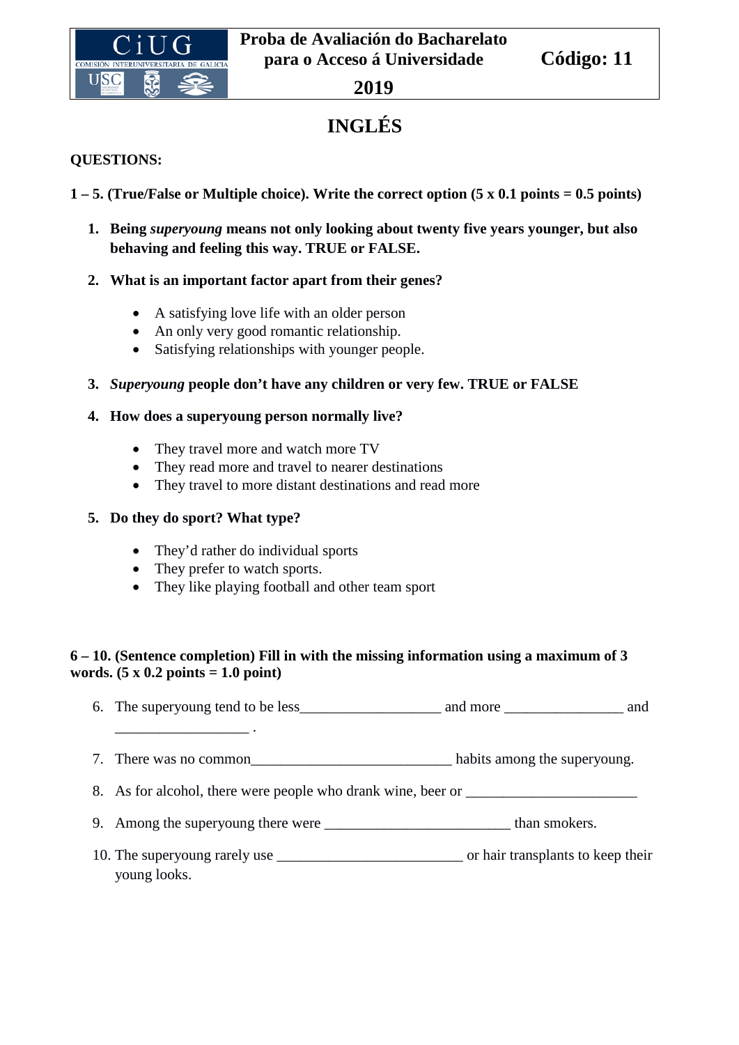**Proba de Avaliación do Bacharelato para o Acceso á Universidade 2019**

**Código: 11**

# INGLÉS

**QUESTIONS:**

**1 – 5. (True/False or Multiple choice). Write the correct option (5 x 0.1 points = 0.5 points)**

1. **Being *superyoung* means not only looking about twenty five years younger, but also behaving and feeling this way. TRUE or FALSE.**
2. **What is an important factor apart from their genes?**
   - A satisfying love life with an older person
   - An only very good romantic relationship.
   - Satisfying relationships with younger people.
3. ***Superyoung* people don't have any children or very few. TRUE or FALSE**
4. **How does a superyoung person normally live?**
   - They travel more and watch more TV
   - They read more and travel to nearer destinations
   - They travel to more distant destinations and read more
5. **Do they do sport? What type?**
   - They'd rather do individual sports
   - They prefer to watch sports.
   - They like playing football and other team sport

**6 – 10. (Sentence completion) Fill in with the missing information using a maximum of 3 words. (5 x 0.2 points = 1.0 point)**

6. The superyoung tend to be less___________________ and more ________________ and __________________ .
7. There was no common___________________________ habits among the superyoung.
8. As for alcohol, there were people who drank wine, beer or _______________________
9. Among the superyoung there were _________________________ than smokers.
10. The superyoung rarely use _________________________ or hair transplants to keep their young looks.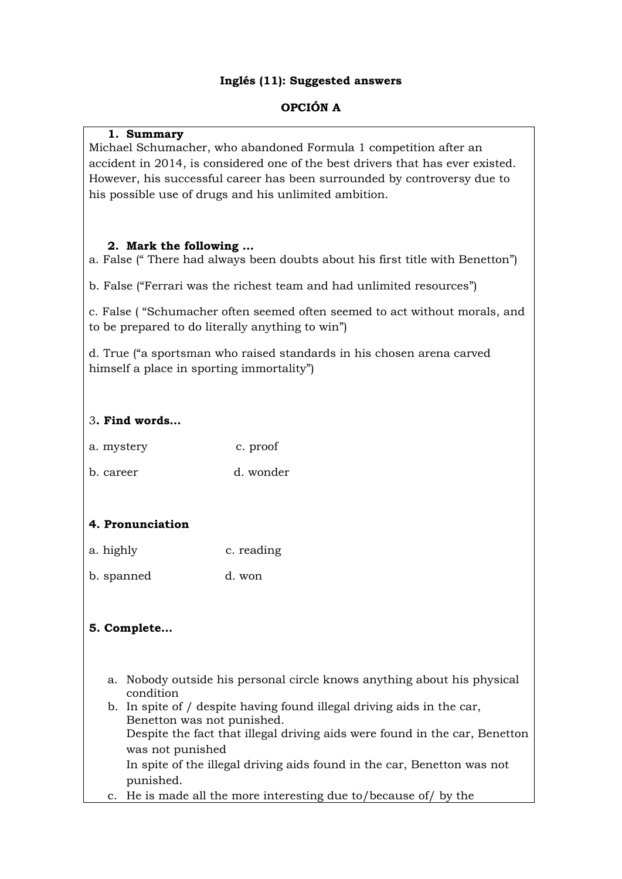**Inglés (11): Suggested answers**

**OPCIÓN A**

**1. Summary**

Michael Schumacher, who abandoned Formula 1 competition after an accident in 2014, is considered one of the best drivers that has ever existed. However, his successful career has been surrounded by controversy due to his possible use of drugs and his unlimited ambition.

**2. Mark the following ...**

a. False (" There had always been doubts about his first title with Benetton")

b. False ("Ferrari was the richest team and had unlimited resources")

c. False ( "Schumacher often seemed often seemed to act without morals, and to be prepared to do literally anything to win")

d. True ("a sportsman who raised standards in his chosen arena carved himself a place in sporting immortality")

3**. Find words...**

a. mystery

b. career

c. proof

d. wonder

**4. Pronunciation**

a. highly

b. spanned

c. reading

d. won

**5. Complete...**

a. Nobody outside his personal circle knows anything about his physical condition
b. In spite of / despite having found illegal driving aids in the car, Benetton was not punished.
   Despite the fact that illegal driving aids were found in the car, Benetton was not punished
   In spite of the illegal driving aids found in the car, Benetton was not punished.
c. He is made all the more interesting due to/because of/ by the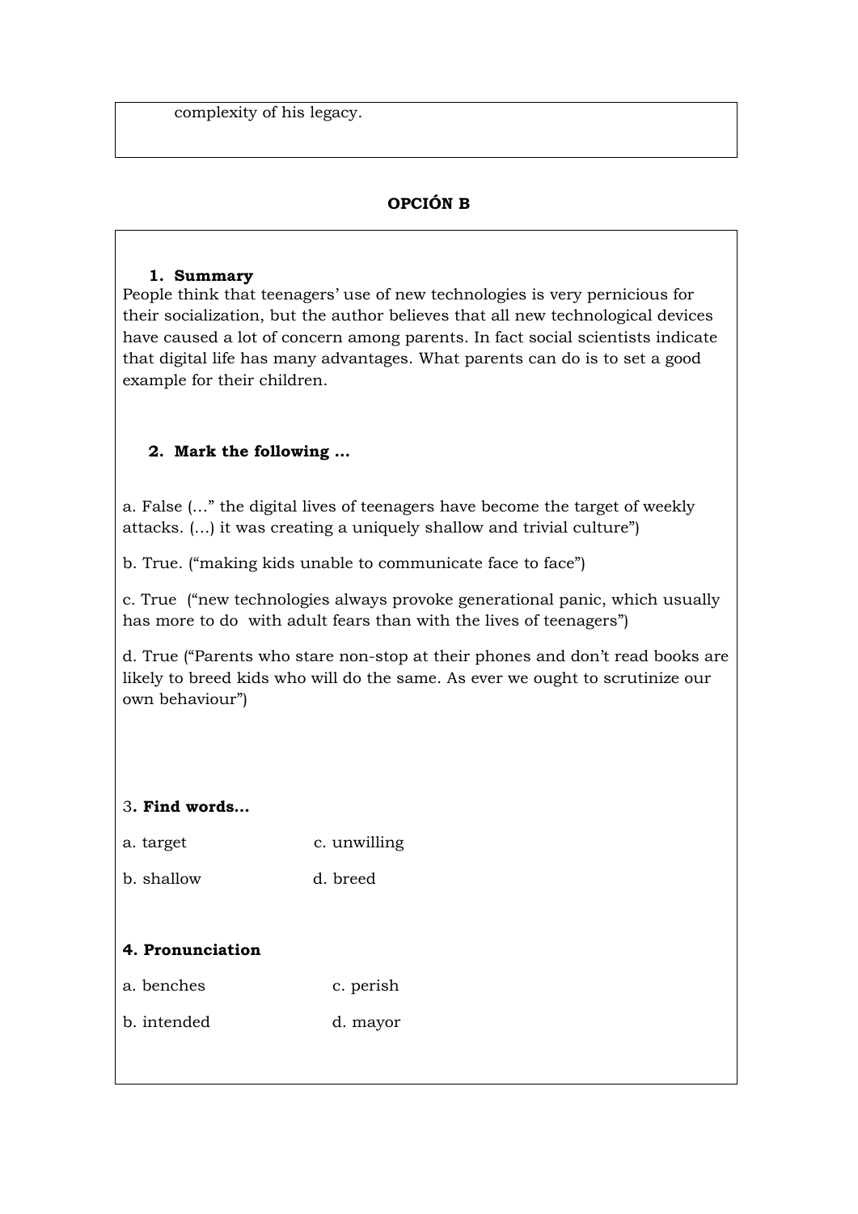complexity of his legacy.

**OPCIÓN B**

1. **Summary**

People think that teenagers' use of new technologies is very pernicious for their socialization, but the author believes that all new technological devices have caused a lot of concern among parents. In fact social scientists indicate that digital life has many advantages. What parents can do is to set a good example for their children.

2. **Mark the following …**

a. False (…" the digital lives of teenagers have become the target of weekly attacks. (…) it was creating a uniquely shallow and trivial culture")

b. True. ("making kids unable to communicate face to face")

c. True ("new technologies always provoke generational panic, which usually has more to do with adult fears than with the lives of teenagers")

d. True ("Parents who stare non-stop at their phones and don't read books are likely to breed kids who will do the same. As ever we ought to scrutinize our own behaviour")

3**. Find words…**

a. target
b. shallow
c. unwilling
d. breed

**4. Pronunciation**

a. benches
b. intended
c. perish
d. mayor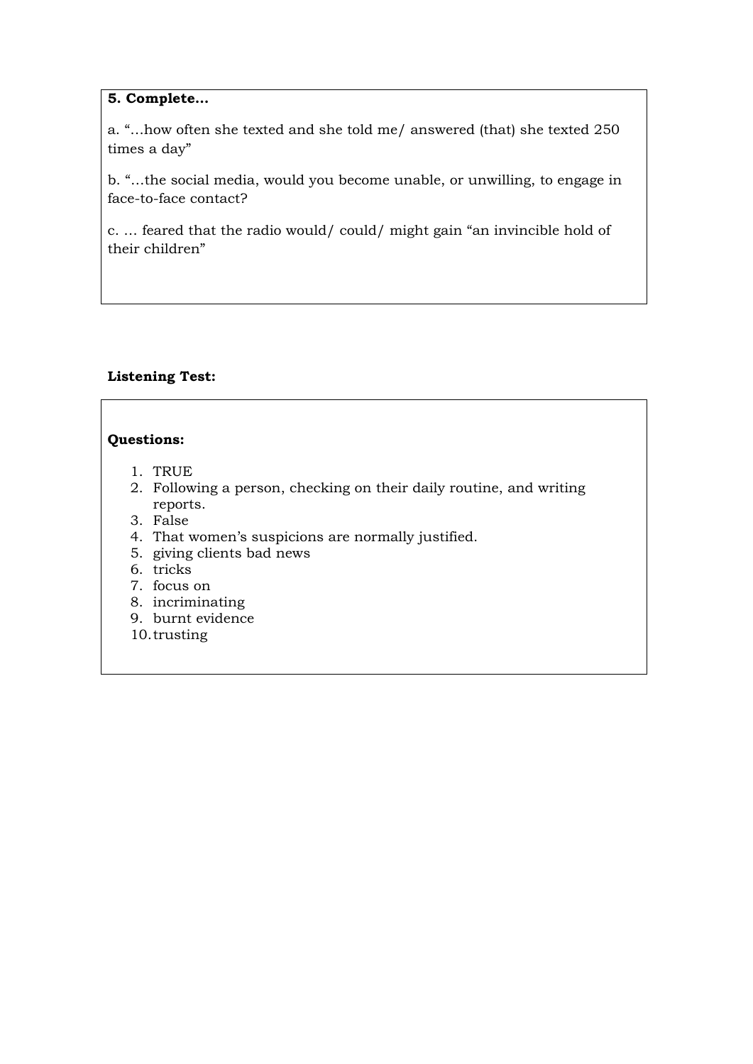**5. Complete…**

a. "…how often she texted and she told me/ answered (that) she texted 250 times a day"

b. "…the social media, would you become unable, or unwilling, to engage in face-to-face contact?

c. … feared that the radio would/ could/ might gain "an invincible hold of their children"

**Listening Test:**

**Questions:**

1. TRUE
2. Following a person, checking on their daily routine, and writing reports.
3. False
4. That women's suspicions are normally justified.
5. giving clients bad news
6. tricks
7. focus on
8. incriminating
9. burnt evidence
10. trusting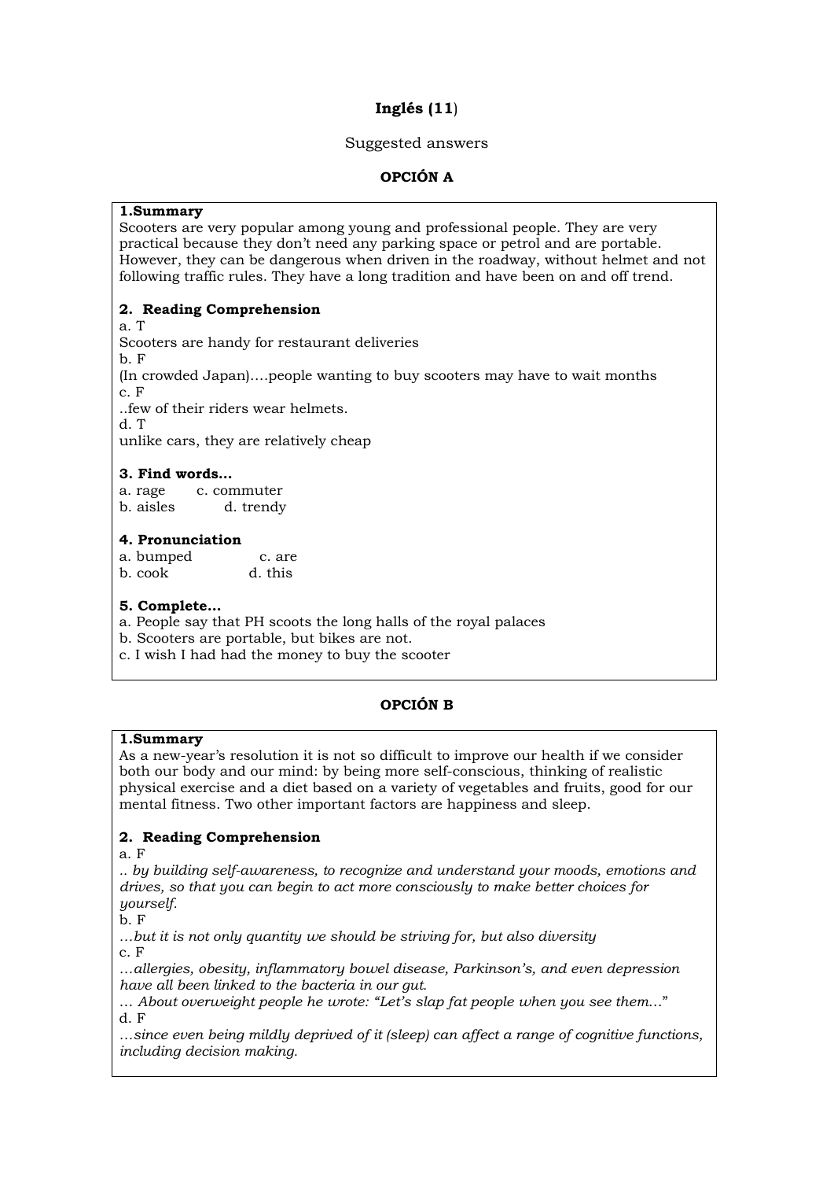**Inglés (11**)

Suggested answers

**OPCIÓN A**

**1.Summary**

Scooters are very popular among young and professional people. They are very practical because they don't need any parking space or petrol and are portable. However, they can be dangerous when driven in the roadway, without helmet and not following traffic rules. They have a long tradition and have been on and off trend.

**2. Reading Comprehension**

a. T

Scooters are handy for restaurant deliveries

b. F

(In crowded Japan)….people wanting to buy scooters may have to wait months

c. F

..few of their riders wear helmets.

d. T

unlike cars, they are relatively cheap

**3. Find words…**

a. rage c. commuter

b. aisles d. trendy

**4. Pronunciation**

a. bumped c. are

b. cook d. this

**5. Complete…**

a. People say that PH scoots the long halls of the royal palaces

b. Scooters are portable, but bikes are not.

c. I wish I had had the money to buy the scooter

**OPCIÓN B**

**1.Summary**

As a new-year's resolution it is not so difficult to improve our health if we consider both our body and our mind: by being more self-conscious, thinking of realistic physical exercise and a diet based on a variety of vegetables and fruits, good for our mental fitness. Two other important factors are happiness and sleep.

**2. Reading Comprehension**

a. F

*.. by building self-awareness, to recognize and understand your moods, emotions and drives, so that you can begin to act more consciously to make better choices for yourself.*

b. F

*…but it is not only quantity we should be striving for, but also diversity*

c. F

*…allergies, obesity, inflammatory bowel disease, Parkinson's, and even depression have all been linked to the bacteria in our gut.*

*… About overweight people he wrote: "Let's slap fat people when you see them…"*

d. F

*…since even being mildly deprived of it (sleep) can affect a range of cognitive functions, including decision making.*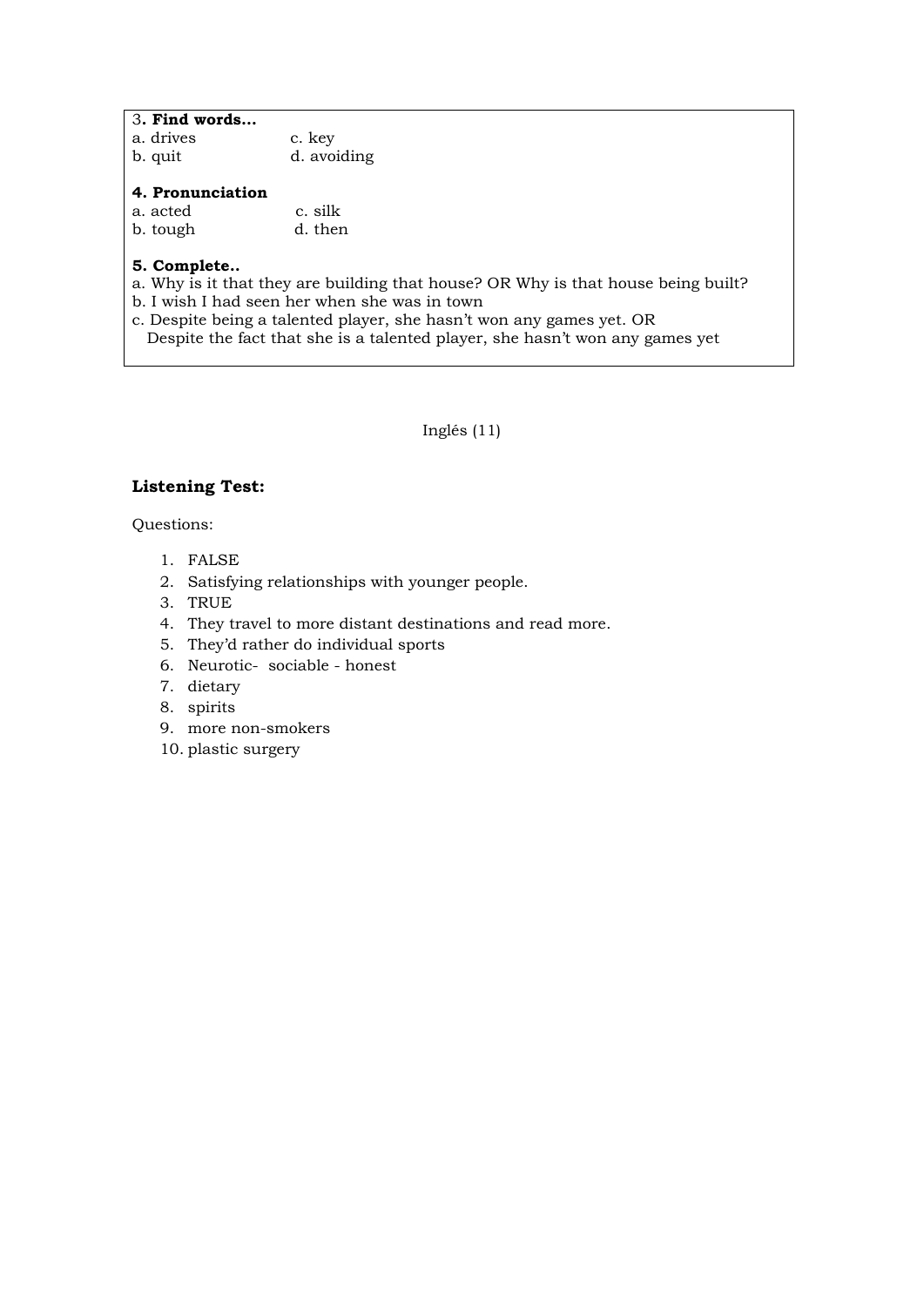3**. Find words…**

a. drives c. key

b. quit d. avoiding

**4. Pronunciation**

a. acted c. silk

b. tough d. then

**5. Complete..**

a. Why is it that they are building that house? OR Why is that house being built?

b. I wish I had seen her when she was in town

c. Despite being a talented player, she hasn't won any games yet. OR
Despite the fact that she is a talented player, she hasn't won any games yet

Inglés (11)

**Listening Test:**

Questions:

1. FALSE
2. Satisfying relationships with younger people.
3. TRUE
4. They travel to more distant destinations and read more.
5. They'd rather do individual sports
6. Neurotic- sociable - honest
7. dietary
8. spirits
9. more non-smokers
10. plastic surgery